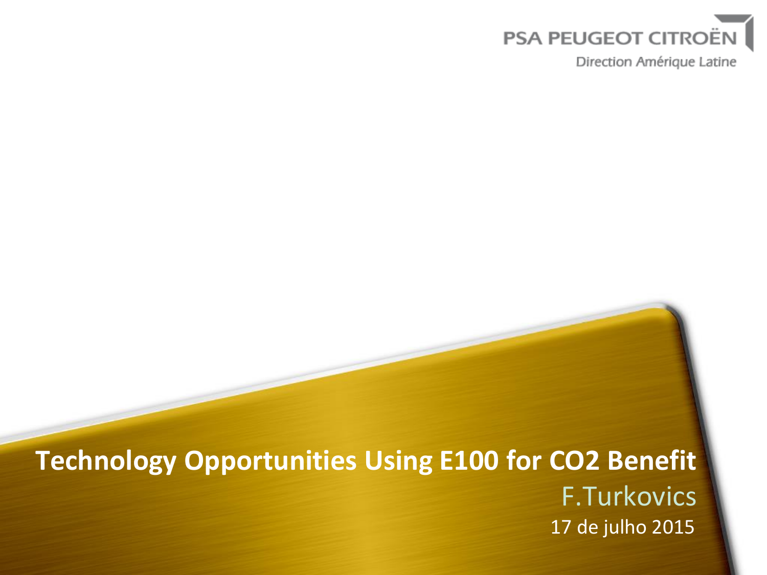PSA PEUGEOT CITROËN

Direction Amérique Latine

# Technology Opportunities Using E100 for $CO_2$ Benefit

F.Turkovics

17 de julho 2015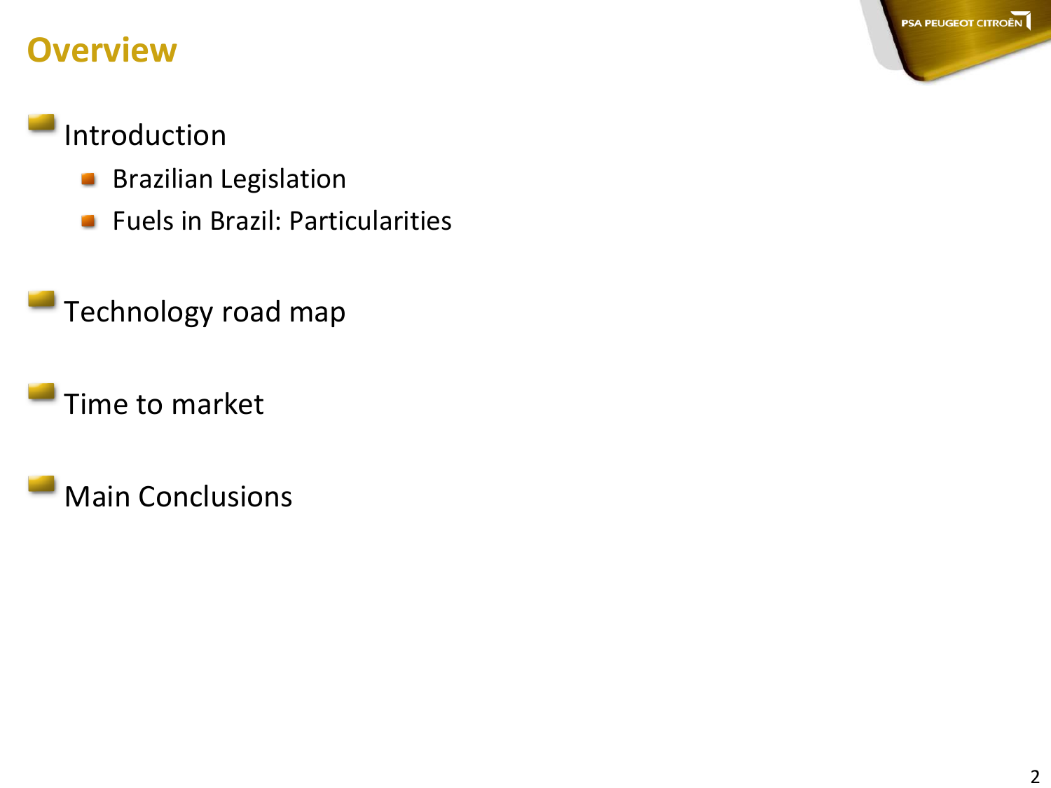# Overview

- Introduction
  - Brazilian Legislation
  - Fuels in Brazil: Particularities
- Technology road map
- Time to market
- Main Conclusions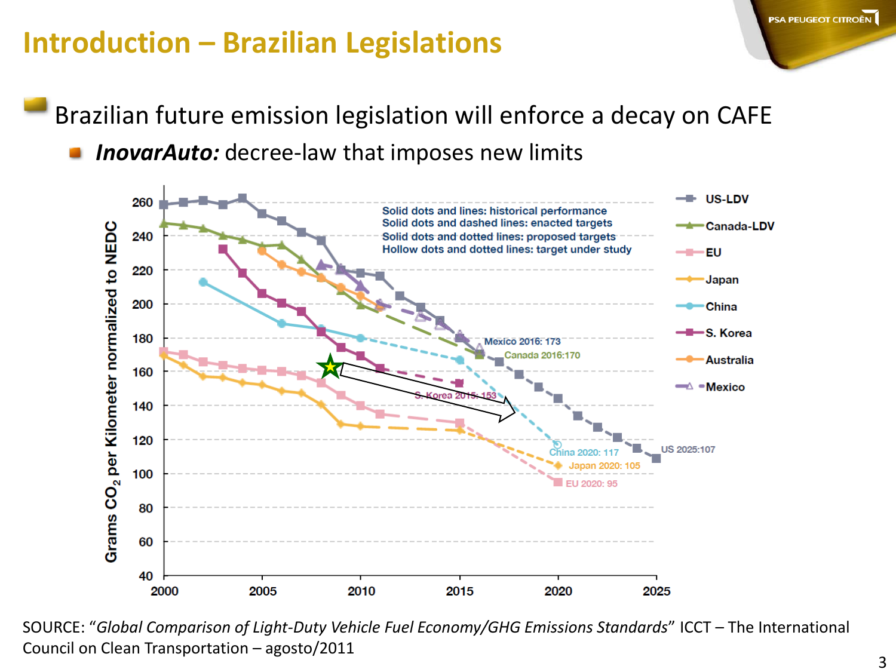# Introduction – Brazilian Legislations

- Brazilian future emission legislation will enforce a decay on CAFE
  - ***InovarAuto:*** decree-law that imposes new limits

SOURCE: "*Global Comparison of Light-Duty Vehicle Fuel Economy/GHG Emissions Standards*" ICCT – The International Council on Clean Transportation – agosto/2011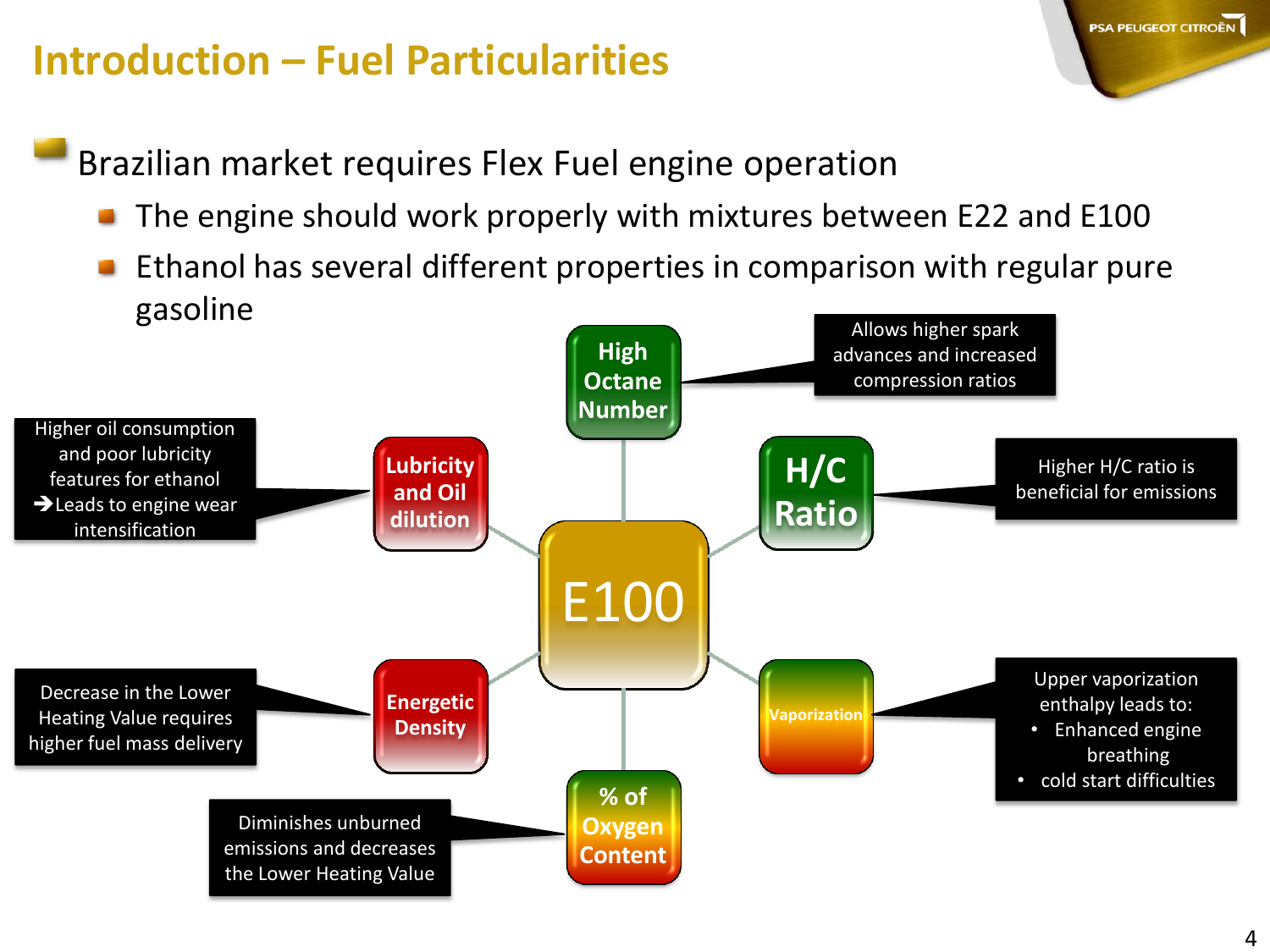# Introduction – Fuel Particularities

- Brazilian market requires Flex Fuel engine operation
  - The engine should work properly with mixtures between E22 and E100
  - Ethanol has several different properties in comparison with regular pure gasoline

**E100**

- **High Octane Number**: Allows higher spark advances and increased compression ratios
- **H/C Ratio**: Higher H/C ratio is beneficial for emissions
- **Vaporization**: Upper vaporization enthalpy leads to:
  - Enhanced engine breathing
  - cold start difficulties
- **% of Oxygen Content**: Diminishes unburned emissions and decreases the Lower Heating Value
- **Energetic Density**: Decrease in the Lower Heating Value requires higher fuel mass delivery
- **Lubricity and Oil dilution**: Higher oil consumption and poor lubricity features for ethanol → Leads to engine wear intensification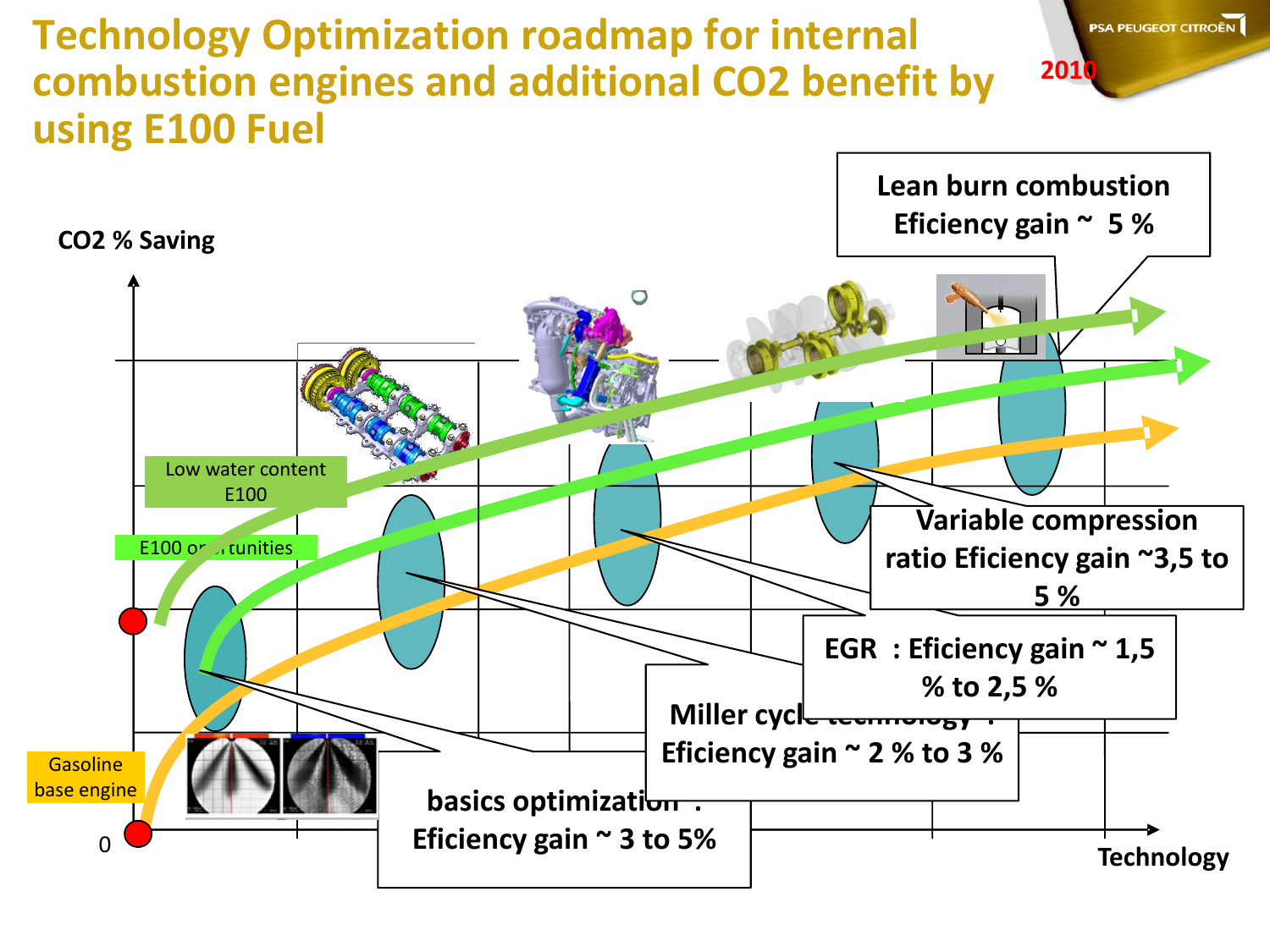# Technology Optimization roadmap for internal combustion engines and additional $CO_2$ benefit by using E100 Fuel

2010

CO2 % Saving

Lean burn combustion Eficiency gain ~ 5 %

Low water content E100

E100 opportunities

Variable compression ratio Eficiency gain ~3,5 to 5 %

EGR : Eficiency gain ~ 1,5 % to 2,5 %

Miller cycle technology : Eficiency gain ~ 2 % to 3 %

Gasoline base engine

basics optimization : Eficiency gain ~ 3 to 5%

0

Technology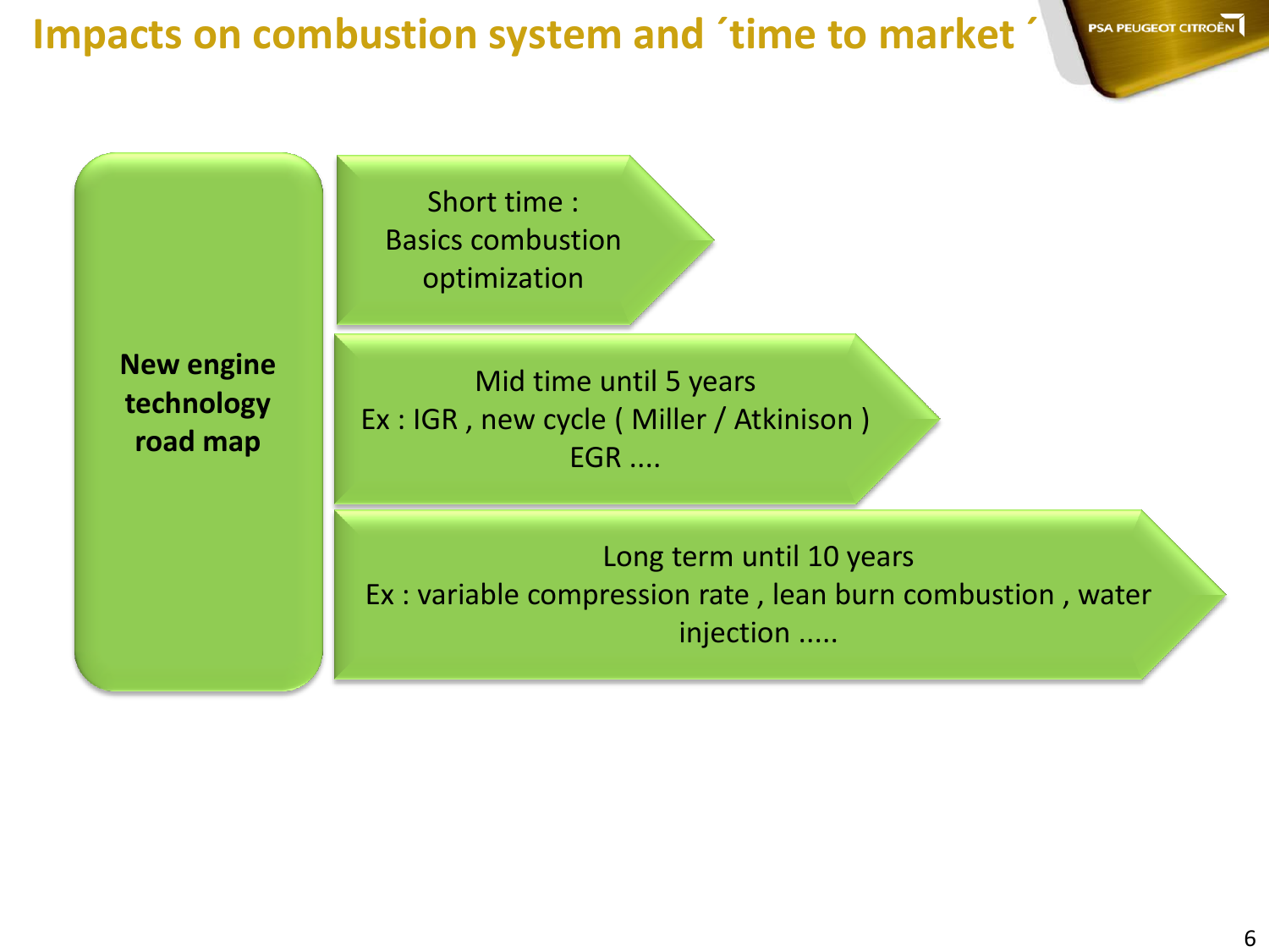# Impacts on combustion system and ´time to market ´

**New engine technology road map**

- Short time : Basics combustion optimization
- Mid time until 5 years
  Ex : IGR , new cycle ( Miller / Atkinison ) EGR ....
- Long term until 10 years
  Ex : variable compression rate , lean burn combustion , water injection .....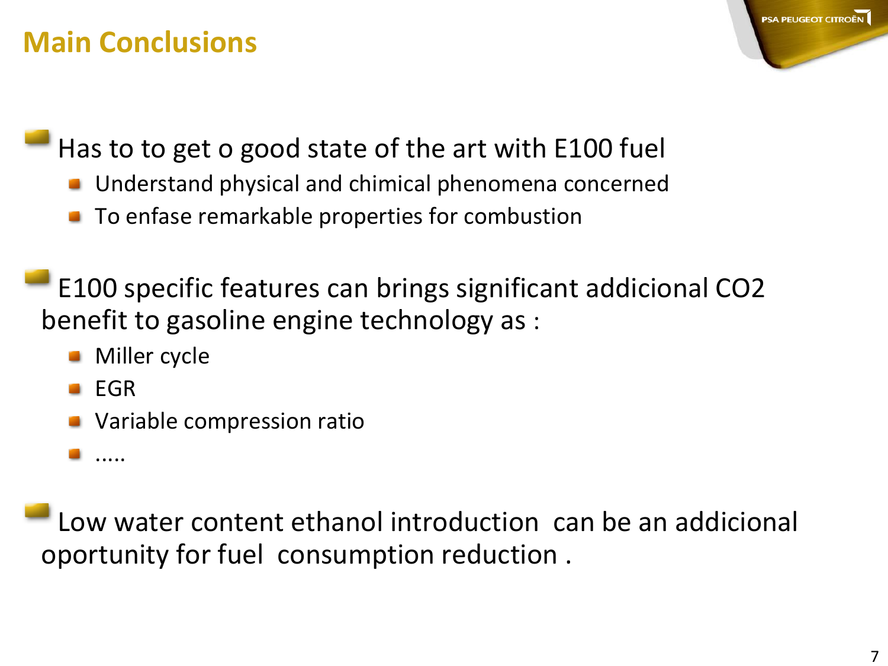# Main Conclusions

- Has to to get o good state of the art with E100 fuel
  - Understand physical and chimical phenomena concerned
  - To enfase remarkable properties for combustion

- E100 specific features can brings significant addicional $CO_2$ benefit to gasoline engine technology as :
  - Miller cycle
  - EGR
  - Variable compression ratio
  - .....

- Low water content ethanol introduction can be an addicional oportunity for fuel consumption reduction .